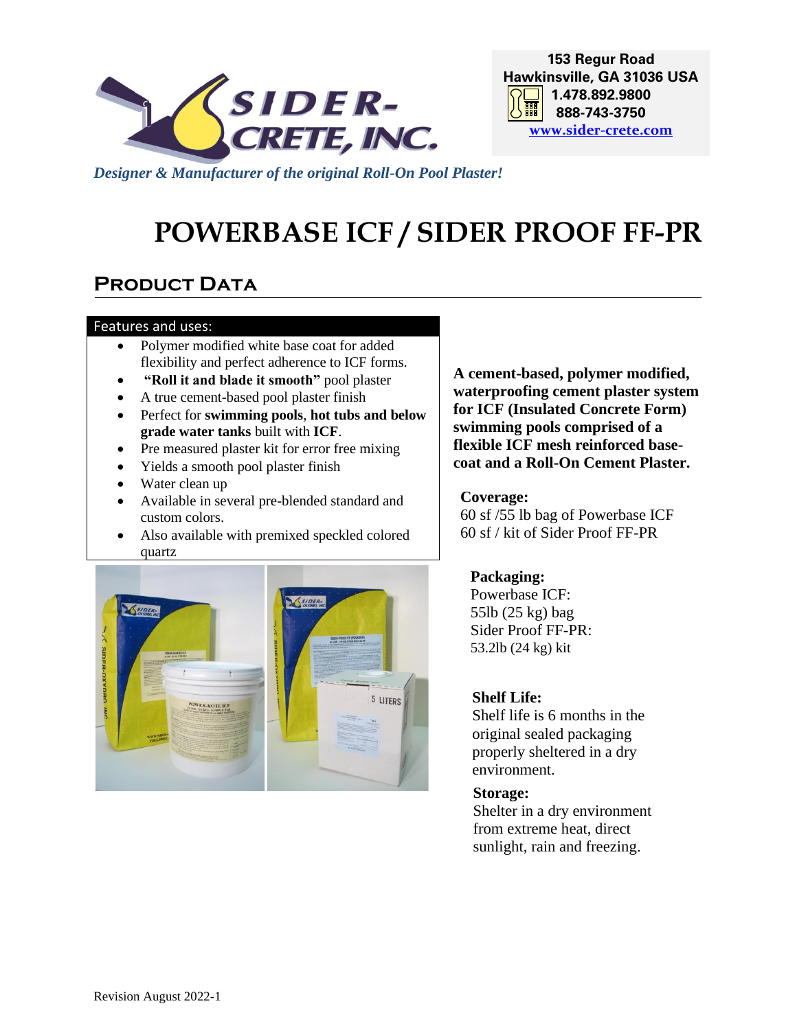**SIDER-CRETE, INC.**

153 Regur Road
Hawkinsville, GA 31036 USA
1.478.892.9800
888-743-3750
www.sider-crete.com

*Designer & Manufacturer of the original Roll-On Pool Plaster!*

# POWERBASE ICF / SIDER PROOF FF-PR

## Product Data

**Features and uses:**

- Polymer modified white base coat for added flexibility and perfect adherence to ICF forms.
- **"Roll it and blade it smooth"** pool plaster
- A true cement-based pool plaster finish
- Perfect for **swimming pools**, **hot tubs and below grade water tanks** built with **ICF**.
- Pre measured plaster kit for error free mixing
- Yields a smooth pool plaster finish
- Water clean up
- Available in several pre-blended standard and custom colors.
- Also available with premixed speckled colored quartz

**A cement-based, polymer modified, waterproofing cement plaster system for ICF (Insulated Concrete Form) swimming pools comprised of a flexible ICF mesh reinforced base-coat and a Roll-On Cement Plaster.**

**Coverage:**
60 sf /55 lb bag of Powerbase ICF
60 sf / kit of Sider Proof FF-PR

**Packaging:**
Powerbase ICF:
55lb (25 kg) bag
Sider Proof FF-PR:
53.2lb (24 kg) kit

**Shelf Life:**
Shelf life is 6 months in the original sealed packaging properly sheltered in a dry environment.

**Storage:**
Shelter in a dry environment from extreme heat, direct sunlight, rain and freezing.

Revision August 2022-1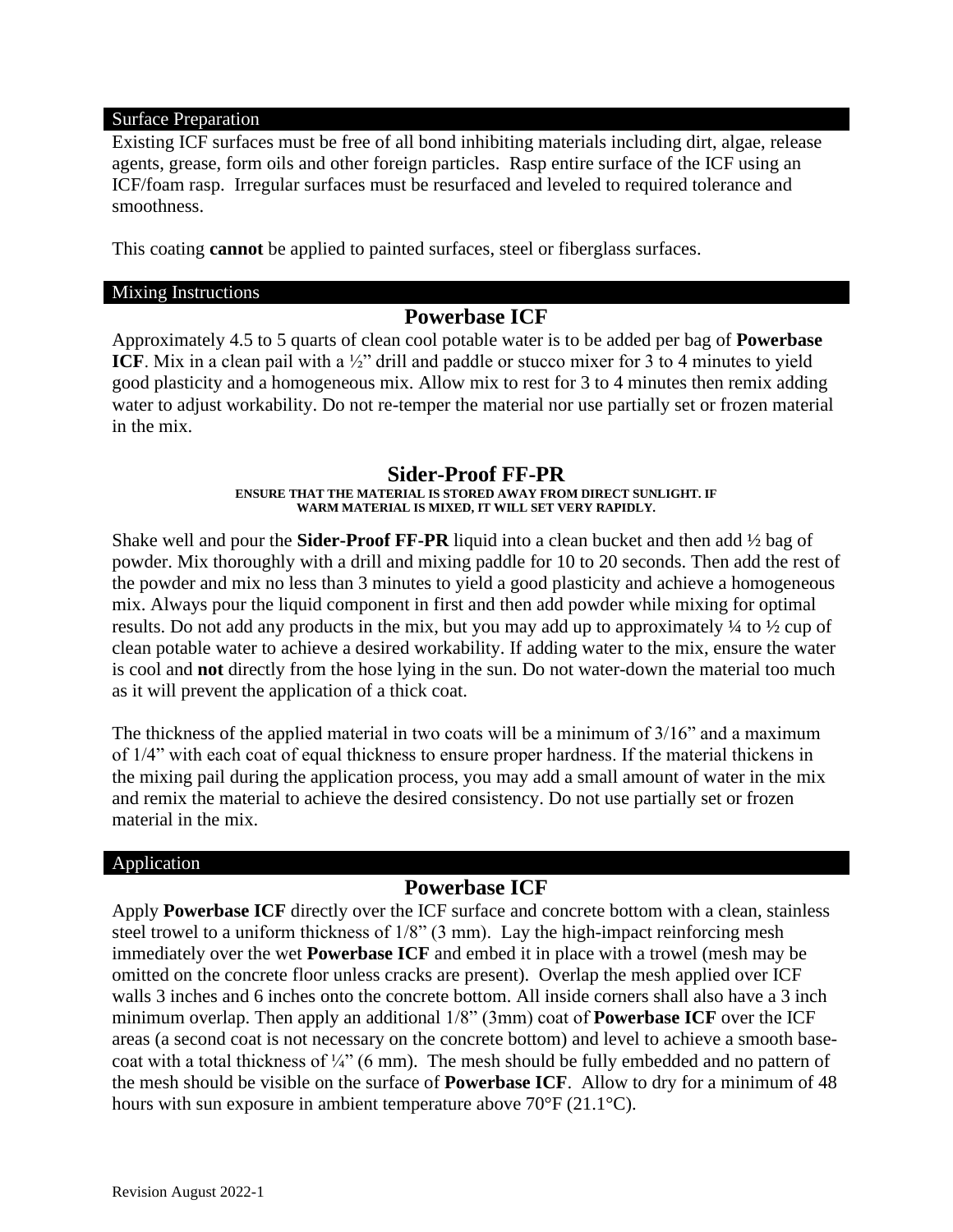## Surface Preparation

Existing ICF surfaces must be free of all bond inhibiting materials including dirt, algae, release agents, grease, form oils and other foreign particles. Rasp entire surface of the ICF using an ICF/foam rasp. Irregular surfaces must be resurfaced and leveled to required tolerance and smoothness.

This coating **cannot** be applied to painted surfaces, steel or fiberglass surfaces.

## Mixing Instructions

### Powerbase ICF

Approximately 4.5 to 5 quarts of clean cool potable water is to be added per bag of **Powerbase ICF**. Mix in a clean pail with a ½" drill and paddle or stucco mixer for 3 to 4 minutes to yield good plasticity and a homogeneous mix. Allow mix to rest for 3 to 4 minutes then remix adding water to adjust workability. Do not re-temper the material nor use partially set or frozen material in the mix.

### Sider-Proof FF-PR

**ENSURE THAT THE MATERIAL IS STORED AWAY FROM DIRECT SUNLIGHT. IF WARM MATERIAL IS MIXED, IT WILL SET VERY RAPIDLY.**

Shake well and pour the **Sider-Proof FF-PR** liquid into a clean bucket and then add ½ bag of powder. Mix thoroughly with a drill and mixing paddle for 10 to 20 seconds. Then add the rest of the powder and mix no less than 3 minutes to yield a good plasticity and achieve a homogeneous mix. Always pour the liquid component in first and then add powder while mixing for optimal results. Do not add any products in the mix, but you may add up to approximately ¼ to ½ cup of clean potable water to achieve a desired workability. If adding water to the mix, ensure the water is cool and **not** directly from the hose lying in the sun. Do not water-down the material too much as it will prevent the application of a thick coat.

The thickness of the applied material in two coats will be a minimum of 3/16" and a maximum of 1/4" with each coat of equal thickness to ensure proper hardness. If the material thickens in the mixing pail during the application process, you may add a small amount of water in the mix and remix the material to achieve the desired consistency. Do not use partially set or frozen material in the mix.

## Application

### Powerbase ICF

Apply **Powerbase ICF** directly over the ICF surface and concrete bottom with a clean, stainless steel trowel to a uniform thickness of 1/8" (3 mm). Lay the high-impact reinforcing mesh immediately over the wet **Powerbase ICF** and embed it in place with a trowel (mesh may be omitted on the concrete floor unless cracks are present). Overlap the mesh applied over ICF walls 3 inches and 6 inches onto the concrete bottom. All inside corners shall also have a 3 inch minimum overlap. Then apply an additional 1/8" (3mm) coat of **Powerbase ICF** over the ICF areas (a second coat is not necessary on the concrete bottom) and level to achieve a smooth base-coat with a total thickness of ¼" (6 mm). The mesh should be fully embedded and no pattern of the mesh should be visible on the surface of **Powerbase ICF**. Allow to dry for a minimum of 48 hours with sun exposure in ambient temperature above 70°F (21.1°C).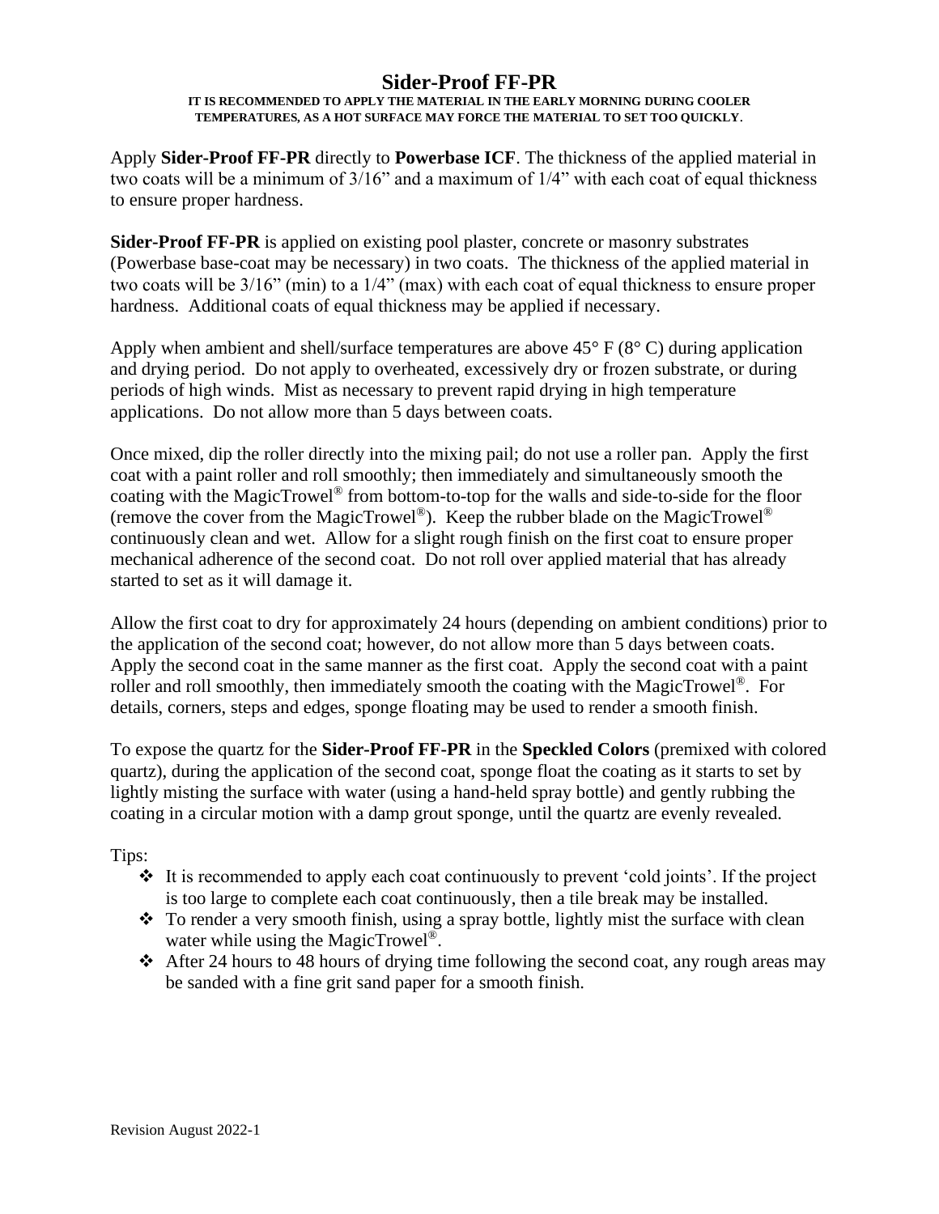# Sider-Proof FF-PR

**IT IS RECOMMENDED TO APPLY THE MATERIAL IN THE EARLY MORNING DURING COOLER TEMPERATURES, AS A HOT SURFACE MAY FORCE THE MATERIAL TO SET TOO QUICKLY.**

Apply **Sider-Proof FF-PR** directly to **Powerbase ICF**. The thickness of the applied material in two coats will be a minimum of 3/16" and a maximum of 1/4" with each coat of equal thickness to ensure proper hardness.

**Sider-Proof FF-PR** is applied on existing pool plaster, concrete or masonry substrates (Powerbase base-coat may be necessary) in two coats. The thickness of the applied material in two coats will be 3/16" (min) to a 1/4" (max) with each coat of equal thickness to ensure proper hardness. Additional coats of equal thickness may be applied if necessary.

Apply when ambient and shell/surface temperatures are above 45° F (8° C) during application and drying period. Do not apply to overheated, excessively dry or frozen substrate, or during periods of high winds. Mist as necessary to prevent rapid drying in high temperature applications. Do not allow more than 5 days between coats.

Once mixed, dip the roller directly into the mixing pail; do not use a roller pan. Apply the first coat with a paint roller and roll smoothly; then immediately and simultaneously smooth the coating with the MagicTrowel® from bottom-to-top for the walls and side-to-side for the floor (remove the cover from the MagicTrowel®). Keep the rubber blade on the MagicTrowel® continuously clean and wet. Allow for a slight rough finish on the first coat to ensure proper mechanical adherence of the second coat. Do not roll over applied material that has already started to set as it will damage it.

Allow the first coat to dry for approximately 24 hours (depending on ambient conditions) prior to the application of the second coat; however, do not allow more than 5 days between coats. Apply the second coat in the same manner as the first coat. Apply the second coat with a paint roller and roll smoothly, then immediately smooth the coating with the MagicTrowel®. For details, corners, steps and edges, sponge floating may be used to render a smooth finish.

To expose the quartz for the **Sider-Proof FF-PR** in the **Speckled Colors** (premixed with colored quartz), during the application of the second coat, sponge float the coating as it starts to set by lightly misting the surface with water (using a hand-held spray bottle) and gently rubbing the coating in a circular motion with a damp grout sponge, until the quartz are evenly revealed.

Tips:

- It is recommended to apply each coat continuously to prevent 'cold joints'. If the project is too large to complete each coat continuously, then a tile break may be installed.
- To render a very smooth finish, using a spray bottle, lightly mist the surface with clean water while using the MagicTrowel®.
- After 24 hours to 48 hours of drying time following the second coat, any rough areas may be sanded with a fine grit sand paper for a smooth finish.

Revision August 2022-1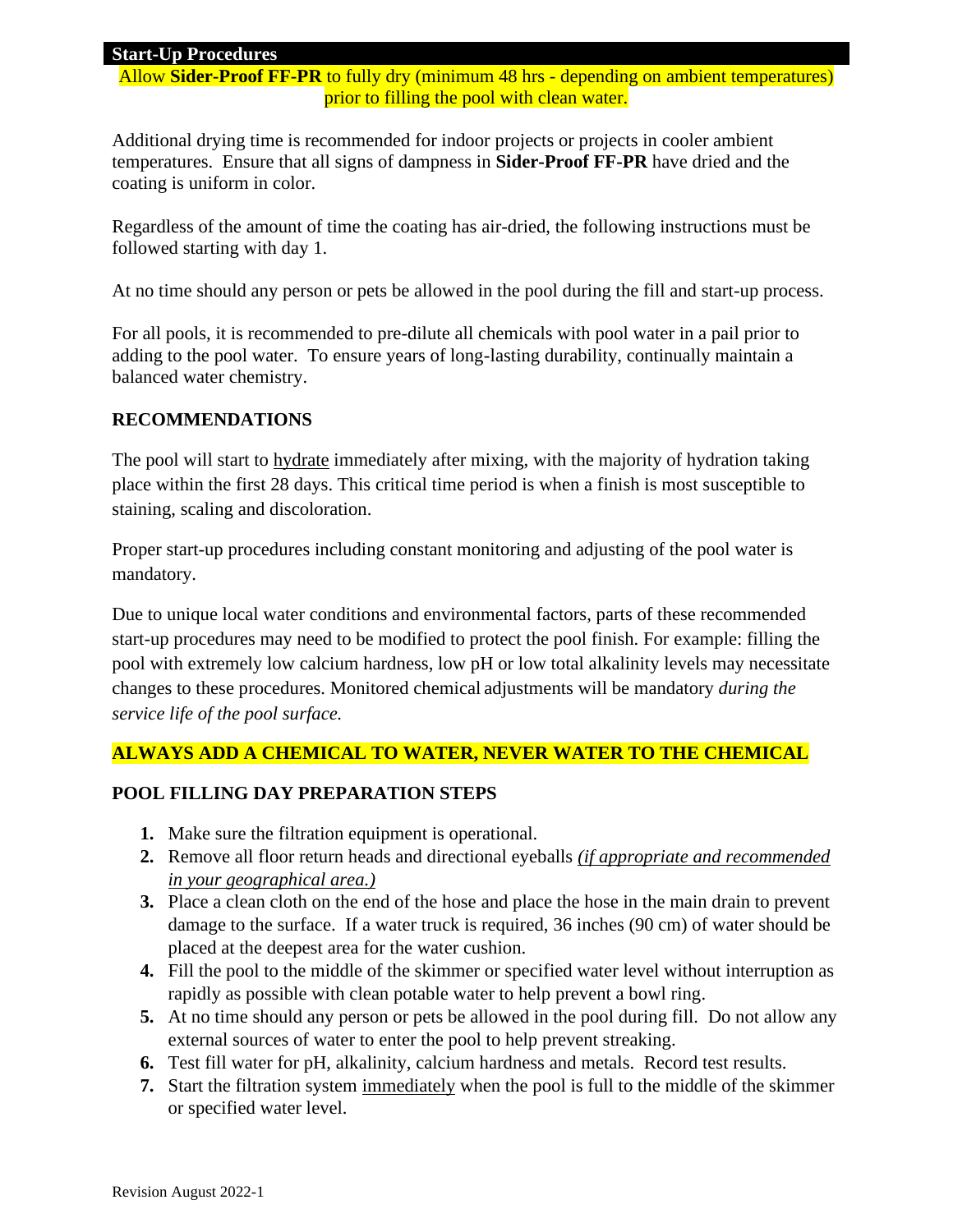## Start-Up Procedures

Allow **Sider-Proof FF-PR** to fully dry (minimum 48 hrs - depending on ambient temperatures) prior to filling the pool with clean water.

Additional drying time is recommended for indoor projects or projects in cooler ambient temperatures. Ensure that all signs of dampness in **Sider-Proof FF-PR** have dried and the coating is uniform in color.

Regardless of the amount of time the coating has air-dried, the following instructions must be followed starting with day 1.

At no time should any person or pets be allowed in the pool during the fill and start-up process.

For all pools, it is recommended to pre-dilute all chemicals with pool water in a pail prior to adding to the pool water. To ensure years of long-lasting durability, continually maintain a balanced water chemistry.

### RECOMMENDATIONS

The pool will start to hydrate immediately after mixing, with the majority of hydration taking place within the first 28 days. This critical time period is when a finish is most susceptible to staining, scaling and discoloration.

Proper start-up procedures including constant monitoring and adjusting of the pool water is mandatory.

Due to unique local water conditions and environmental factors, parts of these recommended start-up procedures may need to be modified to protect the pool finish. For example: filling the pool with extremely low calcium hardness, low pH or low total alkalinity levels may necessitate changes to these procedures. Monitored chemical adjustments will be mandatory *during the service life of the pool surface.*

**ALWAYS ADD A CHEMICAL TO WATER, NEVER WATER TO THE CHEMICAL**

### POOL FILLING DAY PREPARATION STEPS

1. Make sure the filtration equipment is operational.
2. Remove all floor return heads and directional eyeballs *(if appropriate and recommended in your geographical area.)*
3. Place a clean cloth on the end of the hose and place the hose in the main drain to prevent damage to the surface. If a water truck is required, 36 inches (90 cm) of water should be placed at the deepest area for the water cushion.
4. Fill the pool to the middle of the skimmer or specified water level without interruption as rapidly as possible with clean potable water to help prevent a bowl ring.
5. At no time should any person or pets be allowed in the pool during fill. Do not allow any external sources of water to enter the pool to help prevent streaking.
6. Test fill water for pH, alkalinity, calcium hardness and metals. Record test results.
7. Start the filtration system immediately when the pool is full to the middle of the skimmer or specified water level.

Revision August 2022-1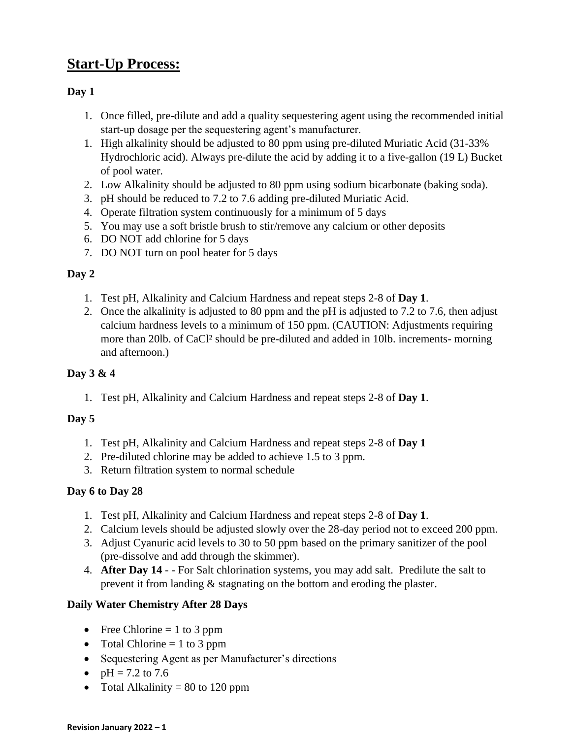## Start-Up Process:

**Day 1**

1. Once filled, pre-dilute and add a quality sequestering agent using the recommended initial start-up dosage per the sequestering agent's manufacturer.
1. High alkalinity should be adjusted to 80 ppm using pre-diluted Muriatic Acid (31-33% Hydrochloric acid). Always pre-dilute the acid by adding it to a five-gallon (19 L) Bucket of pool water.
2. Low Alkalinity should be adjusted to 80 ppm using sodium bicarbonate (baking soda).
3. pH should be reduced to 7.2 to 7.6 adding pre-diluted Muriatic Acid.
4. Operate filtration system continuously for a minimum of 5 days
5. You may use a soft bristle brush to stir/remove any calcium or other deposits
6. DO NOT add chlorine for 5 days
7. DO NOT turn on pool heater for 5 days

**Day 2**

1. Test pH, Alkalinity and Calcium Hardness and repeat steps 2-8 of **Day 1**.
2. Once the alkalinity is adjusted to 80 ppm and the pH is adjusted to 7.2 to 7.6, then adjust calcium hardness levels to a minimum of 150 ppm. (CAUTION: Adjustments requiring more than 20lb. of $CaCl^2$ should be pre-diluted and added in 10lb. increments- morning and afternoon.)

**Day 3 & 4**

1. Test pH, Alkalinity and Calcium Hardness and repeat steps 2-8 of **Day 1**.

**Day 5**

1. Test pH, Alkalinity and Calcium Hardness and repeat steps 2-8 of **Day 1**
2. Pre-diluted chlorine may be added to achieve 1.5 to 3 ppm.
3. Return filtration system to normal schedule

**Day 6 to Day 28**

1. Test pH, Alkalinity and Calcium Hardness and repeat steps 2-8 of **Day 1**.
2. Calcium levels should be adjusted slowly over the 28-day period not to exceed 200 ppm.
3. Adjust Cyanuric acid levels to 30 to 50 ppm based on the primary sanitizer of the pool (pre-dissolve and add through the skimmer).
4. **After Day 14** - - For Salt chlorination systems, you may add salt. Predilute the salt to prevent it from landing & stagnating on the bottom and eroding the plaster.

**Daily Water Chemistry After 28 Days**

- Free Chlorine = 1 to 3 ppm
- Total Chlorine = 1 to 3 ppm
- Sequestering Agent as per Manufacturer's directions
- pH = 7.2 to 7.6
- Total Alkalinity = 80 to 120 ppm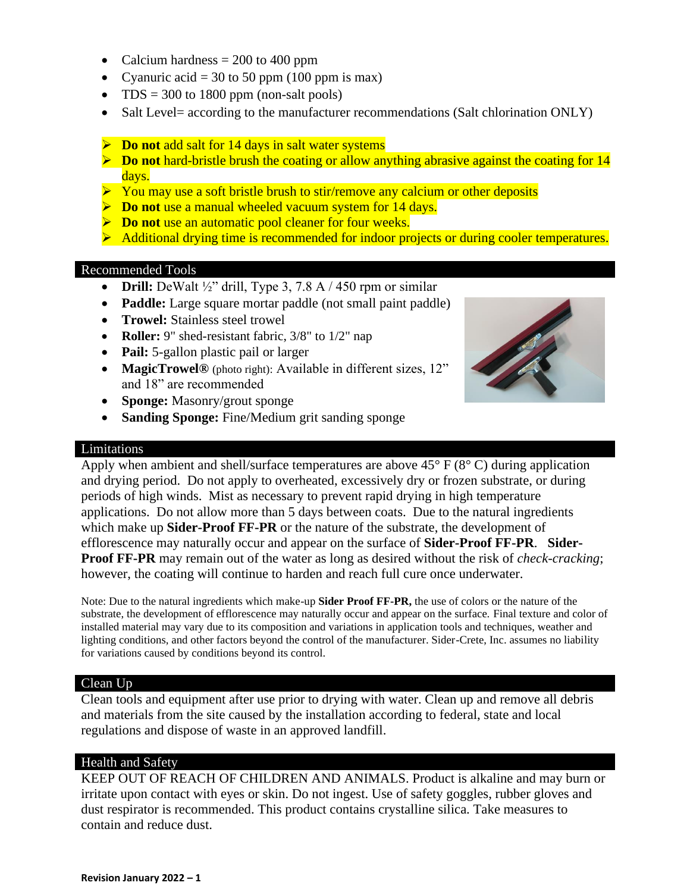- Calcium hardness = 200 to 400 ppm
- Cyanuric acid = 30 to 50 ppm (100 ppm is max)
- TDS = 300 to 1800 ppm (non-salt pools)
- Salt Level= according to the manufacturer recommendations (Salt chlorination ONLY)

- **Do not** add salt for 14 days in salt water systems
- **Do not** hard-bristle brush the coating or allow anything abrasive against the coating for 14 days.
- You may use a soft bristle brush to stir/remove any calcium or other deposits
- **Do not** use a manual wheeled vacuum system for 14 days.
- **Do not** use an automatic pool cleaner for four weeks.
- Additional drying time is recommended for indoor projects or during cooler temperatures.

## Recommended Tools

- **Drill:** DeWalt ½" drill, Type 3, 7.8 A / 450 rpm or similar
- **Paddle:** Large square mortar paddle (not small paint paddle)
- **Trowel:** Stainless steel trowel
- **Roller:** 9" shed-resistant fabric, 3/8" to 1/2" nap
- **Pail:** 5-gallon plastic pail or larger
- **MagicTrowel®** (photo right): Available in different sizes, 12" and 18" are recommended
- **Sponge:** Masonry/grout sponge
- **Sanding Sponge:** Fine/Medium grit sanding sponge

## Limitations

Apply when ambient and shell/surface temperatures are above 45° F (8° C) during application and drying period. Do not apply to overheated, excessively dry or frozen substrate, or during periods of high winds. Mist as necessary to prevent rapid drying in high temperature applications. Do not allow more than 5 days between coats. Due to the natural ingredients which make up **Sider-Proof FF-PR** or the nature of the substrate, the development of efflorescence may naturally occur and appear on the surface of **Sider-Proof FF-PR**. **Sider-Proof FF-PR** may remain out of the water as long as desired without the risk of *check-cracking*; however, the coating will continue to harden and reach full cure once underwater.

Note: Due to the natural ingredients which make-up **Sider Proof FF-PR,** the use of colors or the nature of the substrate, the development of efflorescence may naturally occur and appear on the surface. Final texture and color of installed material may vary due to its composition and variations in application tools and techniques, weather and lighting conditions, and other factors beyond the control of the manufacturer. Sider-Crete, Inc. assumes no liability for variations caused by conditions beyond its control.

## Clean Up

Clean tools and equipment after use prior to drying with water. Clean up and remove all debris and materials from the site caused by the installation according to federal, state and local regulations and dispose of waste in an approved landfill.

## Health and Safety

KEEP OUT OF REACH OF CHILDREN AND ANIMALS. Product is alkaline and may burn or irritate upon contact with eyes or skin. Do not ingest. Use of safety goggles, rubber gloves and dust respirator is recommended. This product contains crystalline silica. Take measures to contain and reduce dust.

**Revision January 2022 – 1**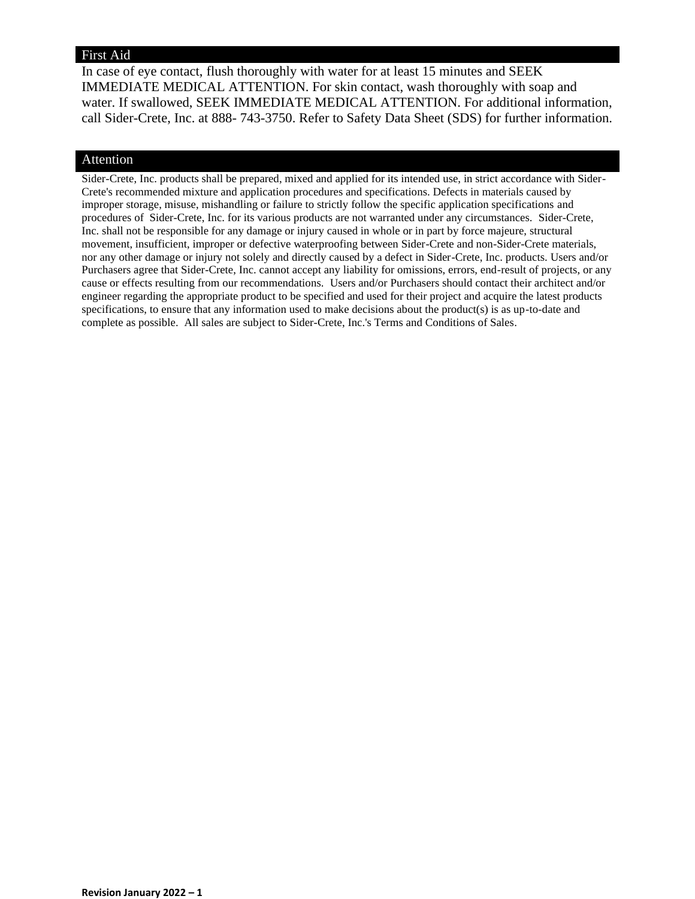## First Aid

In case of eye contact, flush thoroughly with water for at least 15 minutes and SEEK IMMEDIATE MEDICAL ATTENTION. For skin contact, wash thoroughly with soap and water. If swallowed, SEEK IMMEDIATE MEDICAL ATTENTION. For additional information, call Sider-Crete, Inc. at 888- 743-3750. Refer to Safety Data Sheet (SDS) for further information.

## Attention

Sider-Crete, Inc. products shall be prepared, mixed and applied for its intended use, in strict accordance with Sider-Crete's recommended mixture and application procedures and specifications. Defects in materials caused by improper storage, misuse, mishandling or failure to strictly follow the specific application specifications and procedures of Sider-Crete, Inc. for its various products are not warranted under any circumstances. Sider-Crete, Inc. shall not be responsible for any damage or injury caused in whole or in part by force majeure, structural movement, insufficient, improper or defective waterproofing between Sider-Crete and non-Sider-Crete materials, nor any other damage or injury not solely and directly caused by a defect in Sider-Crete, Inc. products. Users and/or Purchasers agree that Sider-Crete, Inc. cannot accept any liability for omissions, errors, end-result of projects, or any cause or effects resulting from our recommendations. Users and/or Purchasers should contact their architect and/or engineer regarding the appropriate product to be specified and used for their project and acquire the latest products specifications, to ensure that any information used to make decisions about the product(s) is as up-to-date and complete as possible. All sales are subject to Sider-Crete, Inc.'s Terms and Conditions of Sales.

**Revision January 2022 – 1**